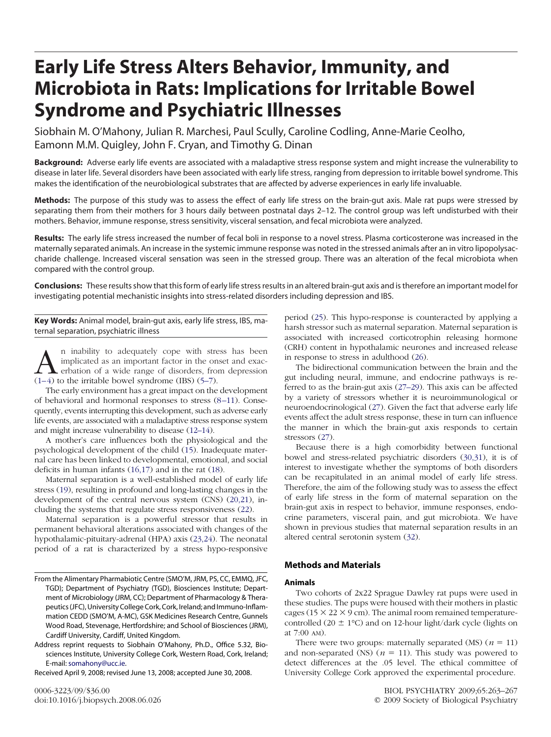# Early Life Stress Alters Behavior, Immunity, and Microbiota in Rats: Implications for Irritable Bowel Syndrome and Psychiatric Illnesses

Siobhain M. O'Mahony, Julian R. Marchesi, Paul Scully, Caroline Codling, Anne-Marie Ceolho, Eamonn M.M. Quigley, John F. Cryan, and Timothy G. Dinan

**Background:** Adverse early life events are associated with a maladaptive stress response system and might increase the vulnerability to disease in later life. Several disorders have been associated with early life stress, ranging from depression to irritable bowel syndrome. This makes the identification of the neurobiological substrates that are affected by adverse experiences in early life invaluable.

**Methods:** The purpose of this study was to assess the effect of early life stress on the brain-gut axis. Male rat pups were stressed by separating them from their mothers for 3 hours daily between postnatal days 2–12. The control group was left undisturbed with their mothers. Behavior, immune response, stress sensitivity, visceral sensation, and fecal microbiota were analyzed.

**Results:** The early life stress increased the number of fecal boli in response to a novel stress. Plasma corticosterone was increased in the maternally separated animals. An increase in the systemic immune response was noted in the stressed animals after an in vitro lipopolysaccharide challenge. Increased visceral sensation was seen in the stressed group. There was an alteration of the fecal microbiota when compared with the control group.

**Conclusions:** These results show that this form of early life stress results in an altered brain-gut axis and is therefore an important model for investigating potential mechanistic insights into stress-related disorders including depression and IBS.

**Key Words:** Animal model, brain-gut axis, early life stress, IBS, maternal separation, psychiatric illness

An inability to adequately cope with stress has been implicated as an important factor in the onset and exacerbation of a wide range of disorders, from depression (1–4) to the irritable bowel syndrome (IBS) (5–7).

The early environment has a great impact on the development of behavioral and hormonal responses to stress (8–11). Consequently, events interrupting this development, such as adverse early life events, are associated with a maladaptive stress response system and might increase vulnerability to disease (12–14).

A mother's care influences both the physiological and the psychological development of the child (15). Inadequate maternal care has been linked to developmental, emotional, and social deficits in human infants (16,17) and in the rat (18).

Maternal separation is a well-established model of early life stress (19), resulting in profound and long-lasting changes in the development of the central nervous system (CNS) (20,21), including the systems that regulate stress responsiveness (22).

Maternal separation is a powerful stressor that results in permanent behavioral alterations associated with changes of the hypothalamic-pituitary-adrenal (HPA) axis (23,24). The neonatal period of a rat is characterized by a stress hypo-responsive period (25). This hypo-response is counteracted by applying a harsh stressor such as maternal separation. Maternal separation is associated with increased corticotrophin releasing hormone (CRH) content in hypothalamic neurones and increased release in response to stress in adulthood (26).

The bidirectional communication between the brain and the gut including neural, immune, and endocrine pathways is referred to as the brain-gut axis (27–29). This axis can be affected by a variety of stressors whether it is neuroimmunological or neuroendocrinological (27). Given the fact that adverse early life events affect the adult stress response, these in turn can influence the manner in which the brain-gut axis responds to certain stressors (27).

Because there is a high comorbidity between functional bowel and stress-related psychiatric disorders (30,31), it is of interest to investigate whether the symptoms of both disorders can be recapitulated in an animal model of early life stress. Therefore, the aim of the following study was to assess the effect of early life stress in the form of maternal separation on the brain-gut axis in respect to behavior, immune responses, endocrine parameters, visceral pain, and gut microbiota. We have shown in previous studies that maternal separation results in an altered central serotonin system (32).

## Methods and Materials

### Animals

Two cohorts of 2x22 Sprague Dawley rat pups were used in these studies. The pups were housed with their mothers in plastic cages ($15 \times 22 \times 9$ cm). The animal room remained temperature-controlled ($20 \pm 1$°C) and on 12-hour light/dark cycle (lights on at 7:00 AM).

There were two groups: maternally separated (MS) ($n = 11$) and non-separated (NS) ($n = 11$). This study was powered to detect differences at the .05 level. The ethical committee of University College Cork approved the experimental procedure.

From the Alimentary Pharmabiotic Centre (SMO'M, JRM, PS, CC, EMMQ, JFC, TGD); Department of Psychiatry (TGD), Biosciences Institute; Department of Microbiology (JRM, CC); Department of Pharmacology & Therapeutics (JFC), University College Cork, Cork, Ireland; and Immuno-Inflammation CEDD (SMO'M, A-MC), GSK Medicines Research Centre, Gunnels Wood Road, Stevenage, Hertfordshire; and School of Biosciences (JRM), Cardiff University, Cardiff, United Kingdom.

Address reprint requests to Siobhain O'Mahony, Ph.D., Office 5.32, Biosciences Institute, University College Cork, Western Road, Cork, Ireland; E-mail: somahony@ucc.ie.

Received April 9, 2008; revised June 13, 2008; accepted June 30, 2008.

0006-3223/09/$36.00
doi:10.1016/j.biopsych.2008.06.026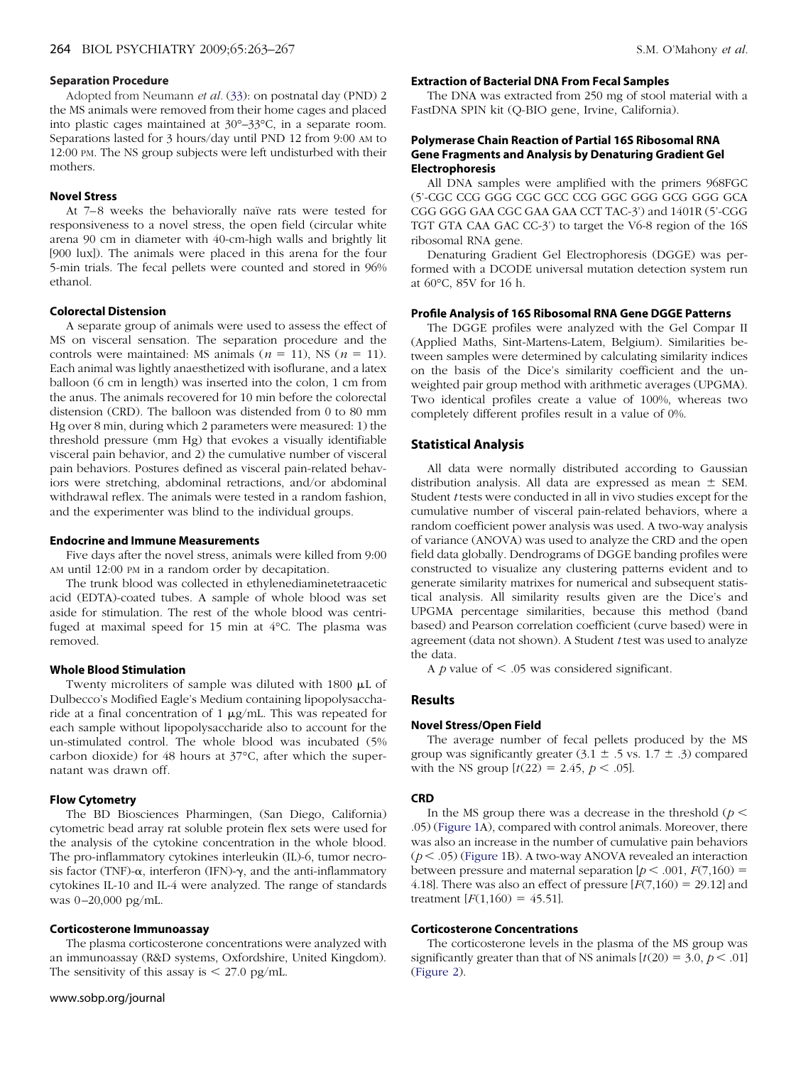#### Separation Procedure

Adopted from Neumann *et al*. (33): on postnatal day (PND) 2 the MS animals were removed from their home cages and placed into plastic cages maintained at 30°–33°C, in a separate room. Separations lasted for 3 hours/day until PND 12 from 9:00 AM to 12:00 PM. The NS group subjects were left undisturbed with their mothers.

#### Novel Stress

At 7–8 weeks the behaviorally naïve rats were tested for responsiveness to a novel stress, the open field (circular white arena 90 cm in diameter with 40-cm-high walls and brightly lit [900 lux]). The animals were placed in this arena for the four 5-min trials. The fecal pellets were counted and stored in 96% ethanol.

#### Colorectal Distension

A separate group of animals were used to assess the effect of MS on visceral sensation. The separation procedure and the controls were maintained: MS animals ($n = 11$), NS ($n = 11$). Each animal was lightly anaesthetized with isoflurane, and a latex balloon (6 cm in length) was inserted into the colon, 1 cm from the anus. The animals recovered for 10 min before the colorectal distension (CRD). The balloon was distended from 0 to 80 mm Hg over 8 min, during which 2 parameters were measured: 1) the threshold pressure (mm Hg) that evokes a visually identifiable visceral pain behavior, and 2) the cumulative number of visceral pain behaviors. Postures defined as visceral pain-related behaviors were stretching, abdominal retractions, and/or abdominal withdrawal reflex. The animals were tested in a random fashion, and the experimenter was blind to the individual groups.

#### Endocrine and Immune Measurements

Five days after the novel stress, animals were killed from 9:00 AM until 12:00 PM in a random order by decapitation.

The trunk blood was collected in ethylenediaminetetraacetic acid (EDTA)-coated tubes. A sample of whole blood was set aside for stimulation. The rest of the whole blood was centrifuged at maximal speed for 15 min at 4°C. The plasma was removed.

#### Whole Blood Stimulation

Twenty microliters of sample was diluted with 1800 μL of Dulbecco's Modified Eagle's Medium containing lipopolysaccharide at a final concentration of 1 μg/mL. This was repeated for each sample without lipopolysaccharide also to account for the un-stimulated control. The whole blood was incubated (5% carbon dioxide) for 48 hours at 37°C, after which the supernatant was drawn off.

#### Flow Cytometry

The BD Biosciences Pharmingen, (San Diego, California) cytometric bead array rat soluble protein flex sets were used for the analysis of the cytokine concentration in the whole blood. The pro-inflammatory cytokines interleukin (IL)-6, tumor necrosis factor (TNF)-α, interferon (IFN)-γ, and the anti-inflammatory cytokines IL-10 and IL-4 were analyzed. The range of standards was 0–20,000 pg/mL.

#### Corticosterone Immunoassay

The plasma corticosterone concentrations were analyzed with an immunoassay (R&D systems, Oxfordshire, United Kingdom). The sensitivity of this assay is < 27.0 pg/mL.

#### Extraction of Bacterial DNA From Fecal Samples

The DNA was extracted from 250 mg of stool material with a FastDNA SPIN kit (Q-BIO gene, Irvine, California).

#### Polymerase Chain Reaction of Partial 16S Ribosomal RNA Gene Fragments and Analysis by Denaturing Gradient Gel Electrophoresis

All DNA samples were amplified with the primers 968FGC (5'-CGC CCG GGG CGC GCC CCG GGC GGG GCG GGG GCA CGG GGG GAA CGC GAA GAA CCT TAC-3') and 1401R (5'-CGG TGT GTA CAA GAC CC-3') to target the V6-8 region of the 16S ribosomal RNA gene.

Denaturing Gradient Gel Electrophoresis (DGGE) was performed with a DCODE universal mutation detection system run at 60°C, 85V for 16 h.

#### Profile Analysis of 16S Ribosomal RNA Gene DGGE Patterns

The DGGE profiles were analyzed with the Gel Compar II (Applied Maths, Sint-Martens-Latem, Belgium). Similarities between samples were determined by calculating similarity indices on the basis of the Dice's similarity coefficient and the unweighted pair group method with arithmetic averages (UPGMA). Two identical profiles create a value of 100%, whereas two completely different profiles result in a value of 0%.

### Statistical Analysis

All data were normally distributed according to Gaussian distribution analysis. All data are expressed as mean ± SEM. Student *t* tests were conducted in all in vivo studies except for the cumulative number of visceral pain-related behaviors, where a random coefficient power analysis was used. A two-way analysis of variance (ANOVA) was used to analyze the CRD and the open field data globally. Dendrograms of DGGE banding profiles were constructed to visualize any clustering patterns evident and to generate similarity matrixes for numerical and subsequent statistical analysis. All similarity results given are the Dice's and UPGMA percentage similarities, because this method (band based) and Pearson correlation coefficient (curve based) were in agreement (data not shown). A Student *t* test was used to analyze the data.

A $p$ value of $< .05$ was considered significant.

### Results

#### Novel Stress/Open Field

The average number of fecal pellets produced by the MS group was significantly greater (3.1 ± .5 vs. 1.7 ± .3) compared with the NS group [$t(22) = 2.45$, $p < .05$].

#### CRD

In the MS group there was a decrease in the threshold ($p < .05$) (Figure 1A), compared with control animals. Moreover, there was also an increase in the number of cumulative pain behaviors ($p < .05$) (Figure 1B). A two-way ANOVA revealed an interaction between pressure and maternal separation [$p < .001$, $F(7,160) = 4.18$]. There was also an effect of pressure [$F(7,160) = 29.12$] and treatment [$F(1,160) = 45.51$].

#### Corticosterone Concentrations

The corticosterone levels in the plasma of the MS group was significantly greater than that of NS animals [$t(20) = 3.0$, $p < .01$] (Figure 2).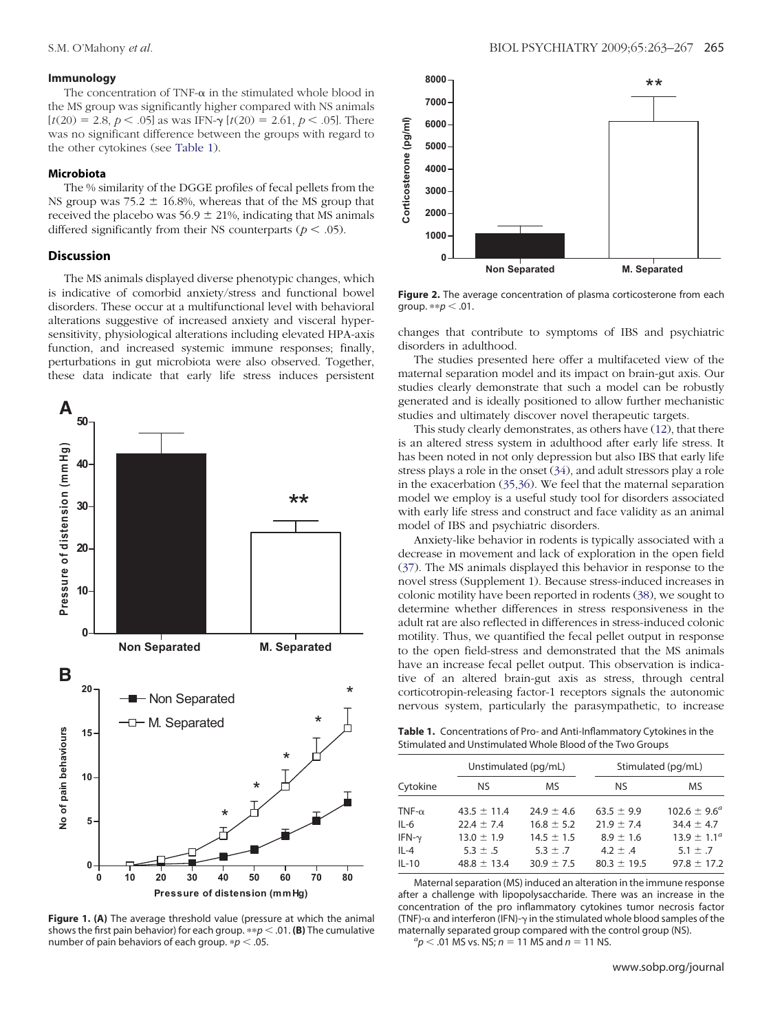### Immunology

The concentration of TNF-α in the stimulated whole blood in the MS group was significantly higher compared with NS animals [$t(20) = 2.8$, $p < .05$] as was IFN-γ [$t(20) = 2.61$, $p < .05$]. There was no significant difference between the groups with regard to the other cytokines (see Table 1).

### Microbiota

The % similarity of the DGGE profiles of fecal pellets from the NS group was 75.2 ± 16.8%, whereas that of the MS group that received the placebo was 56.9 ± 21%, indicating that MS animals differed significantly from their NS counterparts ($p < .05$).

## Discussion

The MS animals displayed diverse phenotypic changes, which is indicative of comorbid anxiety/stress and functional bowel disorders. These occur at a multifunctional level with behavioral alterations suggestive of increased anxiety and visceral hypersensitivity, physiological alterations including elevated HPA-axis function, and increased systemic immune responses; finally, perturbations in gut microbiota were also observed. Together, these data indicate that early life stress induces persistent changes that contribute to symptoms of IBS and psychiatric disorders in adulthood.

**Figure 1. (A)** The average threshold value (pressure at which the animal shows the first pain behavior) for each group. $**p < .01$. **(B)** The cumulative number of pain behaviors of each group. $*p < .05$.

**Figure 2.** The average concentration of plasma corticosterone from each group. $**p < .01$.

The studies presented here offer a multifaceted view of the maternal separation model and its impact on brain-gut axis. Our studies clearly demonstrate that such a model can be robustly generated and is ideally positioned to allow further mechanistic studies and ultimately discover novel therapeutic targets.

This study clearly demonstrates, as others have (12), that there is an altered stress system in adulthood after early life stress. It has been noted in not only depression but also IBS that early life stress plays a role in the onset (34), and adult stressors play a role in the exacerbation (35,36). We feel that the maternal separation model we employ is a useful study tool for disorders associated with early life stress and construct and face validity as an animal model of IBS and psychiatric disorders.

Anxiety-like behavior in rodents is typically associated with a decrease in movement and lack of exploration in the open field (37). The MS animals displayed this behavior in response to the novel stress (Supplement 1). Because stress-induced increases in colonic motility have been reported in rodents (38), we sought to determine whether differences in stress responsiveness in the adult rat are also reflected in differences in stress-induced colonic motility. Thus, we quantified the fecal pellet output in response to the open field-stress and demonstrated that the MS animals have an increase fecal pellet output. This observation is indicative of an altered brain-gut axis as stress, through central corticotropin-releasing factor-1 receptors signals the autonomic nervous system, particularly the parasympathetic, to increase

**Table 1.** Concentrations of Pro- and Anti-Inflammatory Cytokines in the Stimulated and Unstimulated Whole Blood of the Two Groups

| Cytokine | Unstimulated (pg/mL) | | Stimulated (pg/mL) | |
|---|---|---|---|---|
| | NS | MS | NS | MS |
| TNF-α | 43.5 ± 11.4 | 24.9 ± 4.6 | 63.5 ± 9.9 | 102.6 ± 9.6[a] |
| IL-6 | 22.4 ± 7.4 | 16.8 ± 5.2 | 21.9 ± 7.4 | 34.4 ± 4.7 |
| IFN-γ | 13.0 ± 1.9 | 14.5 ± 1.5 | 8.9 ± 1.6 | 13.9 ± 1.1[a] |
| IL-4 | 5.3 ± .5 | 5.3 ± .7 | 4.2 ± .4 | 5.1 ± .7 |
| IL-10 | 48.8 ± 13.4 | 30.9 ± 7.5 | 80.3 ± 19.5 | 97.8 ± 17.2 |

Maternal separation (MS) induced an alteration in the immune response after a challenge with lipopolysaccharide. There was an increase in the concentration of the pro inflammatory cytokines tumor necrosis factor (TNF)-α and interferon (IFN)-γ in the stimulated whole blood samples of the maternally separated group compared with the control group (NS).

[a]$p < .01$ MS vs. NS; $n = 11$ MS and $n = 11$ NS.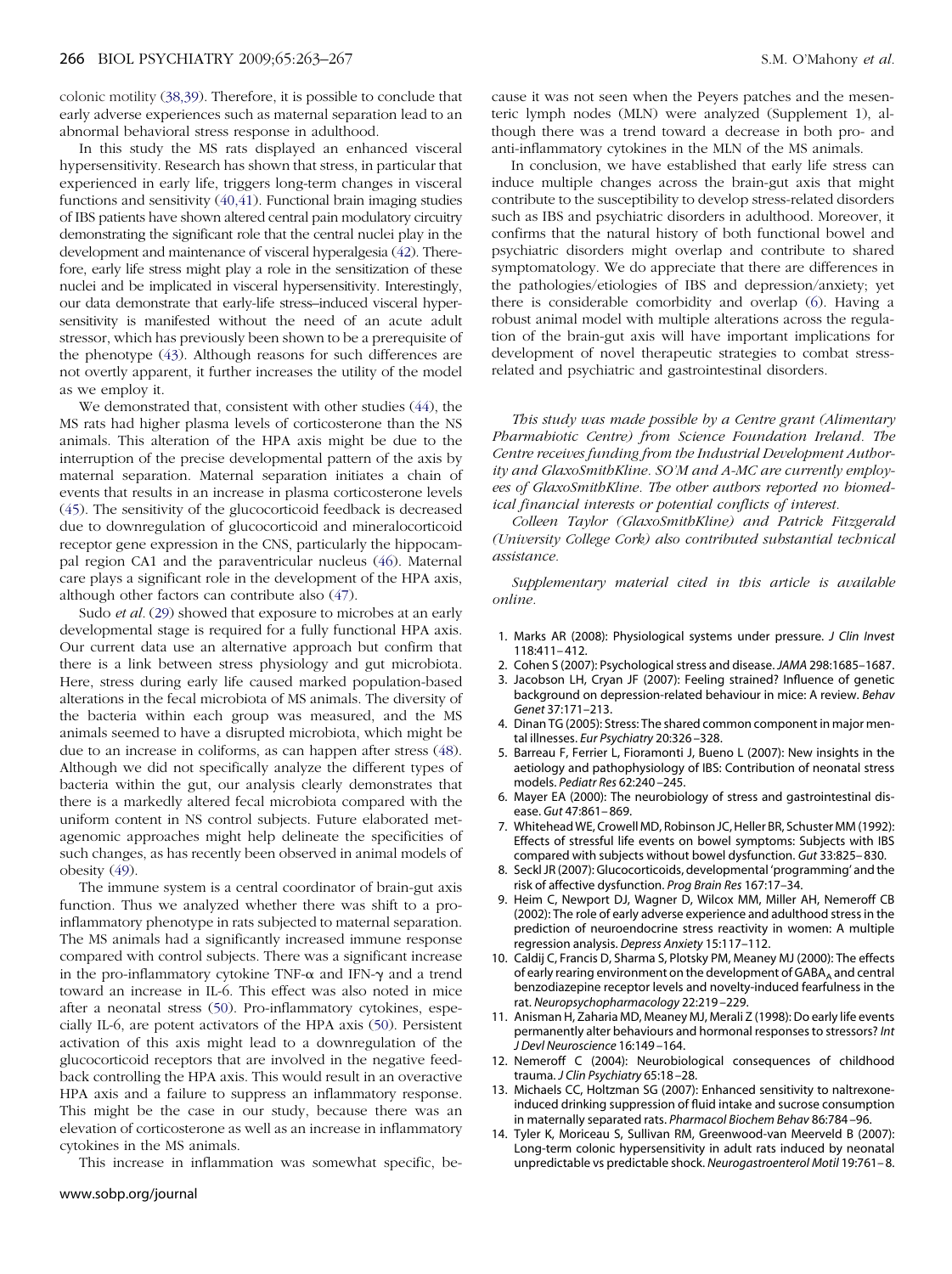colonic motility (38,39). Therefore, it is possible to conclude that early adverse experiences such as maternal separation lead to an abnormal behavioral stress response in adulthood.

In this study the MS rats displayed an enhanced visceral hypersensitivity. Research has shown that stress, in particular that experienced in early life, triggers long-term changes in visceral functions and sensitivity (40,41). Functional brain imaging studies of IBS patients have shown altered central pain modulatory circuitry demonstrating the significant role that the central nuclei play in the development and maintenance of visceral hyperalgesia (42). Therefore, early life stress might play a role in the sensitization of these nuclei and be implicated in visceral hypersensitivity. Interestingly, our data demonstrate that early-life stress–induced visceral hypersensitivity is manifested without the need of an acute adult stressor, which has previously been shown to be a prerequisite of the phenotype (43). Although reasons for such differences are not overtly apparent, it further increases the utility of the model as we employ it.

We demonstrated that, consistent with other studies (44), the MS rats had higher plasma levels of corticosterone than the NS animals. This alteration of the HPA axis might be due to the interruption of the precise developmental pattern of the axis by maternal separation. Maternal separation initiates a chain of events that results in an increase in plasma corticosterone levels (45). The sensitivity of the glucocorticoid feedback is decreased due to downregulation of glucocorticoid and mineralocorticoid receptor gene expression in the CNS, particularly the hippocampal region CA1 and the paraventricular nucleus (46). Maternal care plays a significant role in the development of the HPA axis, although other factors can contribute also (47).

Sudo *et al*. (29) showed that exposure to microbes at an early developmental stage is required for a fully functional HPA axis. Our current data use an alternative approach but confirm that there is a link between stress physiology and gut microbiota. Here, stress during early life caused marked population-based alterations in the fecal microbiota of MS animals. The diversity of the bacteria within each group was measured, and the MS animals seemed to have a disrupted microbiota, which might be due to an increase in coliforms, as can happen after stress (48). Although we did not specifically analyze the different types of bacteria within the gut, our analysis clearly demonstrates that there is a markedly altered fecal microbiota compared with the uniform content in NS control subjects. Future elaborated metagenomic approaches might help delineate the specificities of such changes, as has recently been observed in animal models of obesity (49).

The immune system is a central coordinator of brain-gut axis function. Thus we analyzed whether there was shift to a pro-inflammatory phenotype in rats subjected to maternal separation. The MS animals had a significantly increased immune response compared with control subjects. There was a significant increase in the pro-inflammatory cytokine TNF-$\alpha$ and IFN-$\gamma$ and a trend toward an increase in IL-6. This effect was also noted in mice after a neonatal stress (50). Pro-inflammatory cytokines, especially IL-6, are potent activators of the HPA axis (50). Persistent activation of this axis might lead to a downregulation of the glucocorticoid receptors that are involved in the negative feedback controlling the HPA axis. This would result in an overactive HPA axis and a failure to suppress an inflammatory response. This might be the case in our study, because there was an elevation of corticosterone as well as an increase in inflammatory cytokines in the MS animals.

This increase in inflammation was somewhat specific, because it was not seen when the Peyers patches and the mesenteric lymph nodes (MLN) were analyzed (Supplement 1), although there was a trend toward a decrease in both pro- and anti-inflammatory cytokines in the MLN of the MS animals.

In conclusion, we have established that early life stress can induce multiple changes across the brain-gut axis that might contribute to the susceptibility to develop stress-related disorders such as IBS and psychiatric disorders in adulthood. Moreover, it confirms that the natural history of both functional bowel and psychiatric disorders might overlap and contribute to shared symptomatology. We do appreciate that there are differences in the pathologies/etiologies of IBS and depression/anxiety; yet there is considerable comorbidity and overlap (6). Having a robust animal model with multiple alterations across the regulation of the brain-gut axis will have important implications for development of novel therapeutic strategies to combat stress-related and psychiatric and gastrointestinal disorders.

*This study was made possible by a Centre grant (Alimentary Pharmabiotic Centre) from Science Foundation Ireland. The Centre receives funding from the Industrial Development Authority and GlaxoSmithKline. SO'M and A-MC are currently employees of GlaxoSmithKline. The other authors reported no biomedical financial interests or potential conflicts of interest.*

*Colleen Taylor (GlaxoSmithKline) and Patrick Fitzgerald (University College Cork) also contributed substantial technical assistance.*

*Supplementary material cited in this article is available online.*

1. Marks AR (2008): Physiological systems under pressure. *J Clin Invest* 118:411–412.
2. Cohen S (2007): Psychological stress and disease. *JAMA* 298:1685–1687.
3. Jacobson LH, Cryan JF (2007): Feeling strained? Influence of genetic background on depression-related behaviour in mice: A review. *Behav Genet* 37:171–213.
4. Dinan TG (2005): Stress: The shared common component in major mental illnesses. *Eur Psychiatry* 20:326–328.
5. Barreau F, Ferrier L, Fioramonti J, Bueno L (2007): New insights in the aetiology and pathophysiology of IBS: Contribution of neonatal stress models. *Pediatr Res* 62:240–245.
6. Mayer EA (2000): The neurobiology of stress and gastrointestinal disease. *Gut* 47:861–869.
7. Whitehead WE, Crowell MD, Robinson JC, Heller BR, Schuster MM (1992): Effects of stressful life events on bowel symptoms: Subjects with IBS compared with subjects without bowel dysfunction. *Gut* 33:825–830.
8. Seckl JR (2007): Glucocorticoids, developmental 'programming' and the risk of affective dysfunction. *Prog Brain Res* 167:17–34.
9. Heim C, Newport DJ, Wagner D, Wilcox MM, Miller AH, Nemeroff CB (2002): The role of early adverse experience and adulthood stress in the prediction of neuroendocrine stress reactivity in women: A multiple regression analysis. *Depress Anxiety* 15:117–112.
10. Caldij C, Francis D, Sharma S, Plotsky PM, Meaney MJ (2000): The effects of early rearing environment on the development of $GABA_A$ and central benzodiazepine receptor levels and novelty-induced fearfulness in the rat. *Neuropsychopharmacology* 22:219–229.
11. Anisman H, Zaharia MD, Meaney MJ, Merali Z (1998): Do early life events permanently alter behaviours and hormonal responses to stressors? *Int J Devl Neuroscience* 16:149–164.
12. Nemeroff C (2004): Neurobiological consequences of childhood trauma. *J Clin Psychiatry* 65:18–28.
13. Michaels CC, Holtzman SG (2007): Enhanced sensitivity to naltrexone-induced drinking suppression of fluid intake and sucrose consumption in maternally separated rats. *Pharmacol Biochem Behav* 86:784–96.
14. Tyler K, Moriceau S, Sullivan RM, Greenwood-van Meerveld B (2007): Long-term colonic hypersensitivity in adult rats induced by neonatal unpredictable vs predictable shock. *Neurogastroenterol Motil* 19:761–8.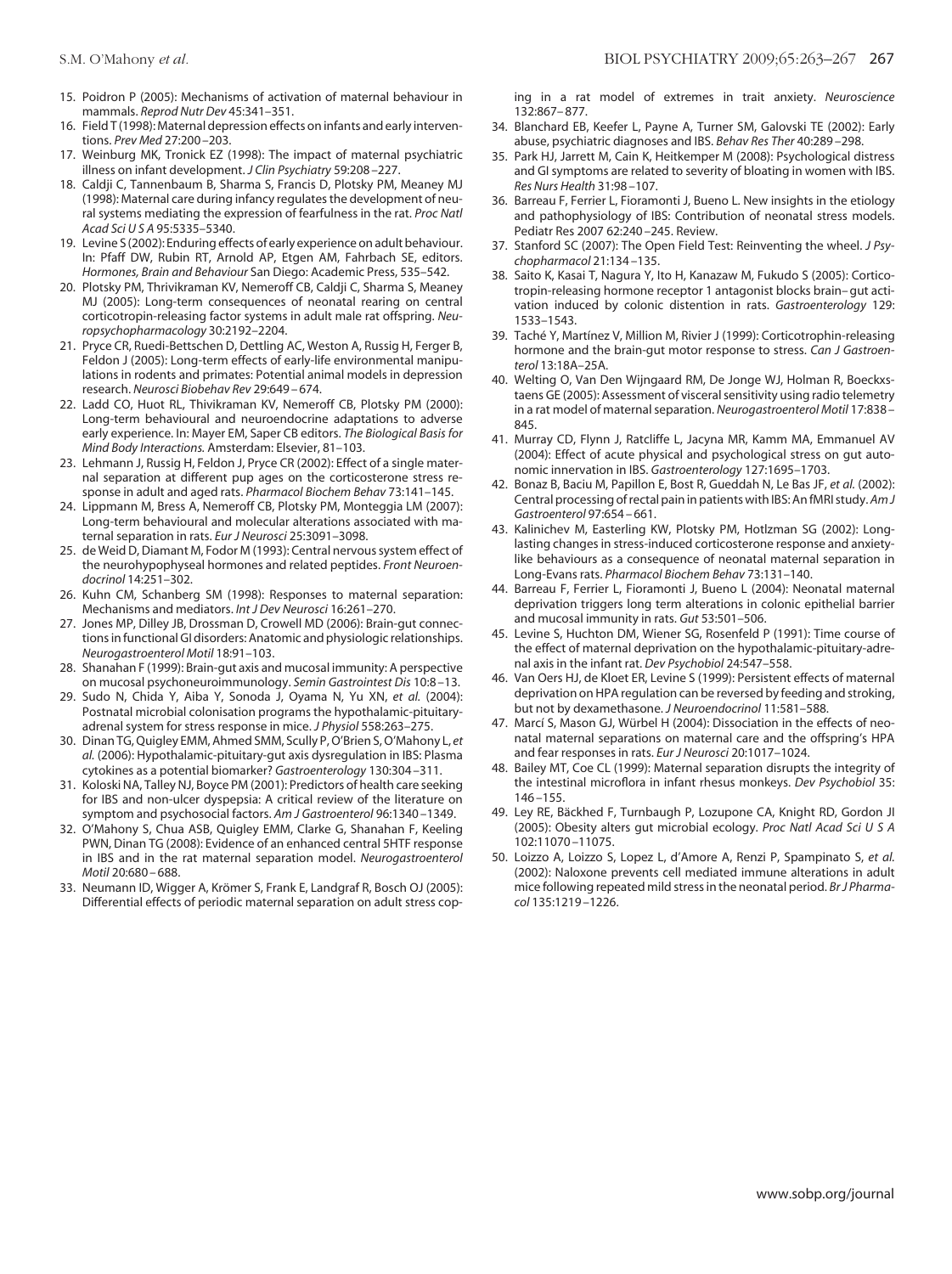15. Poidron P (2005): Mechanisms of activation of maternal behaviour in mammals. *Reprod Nutr Dev* 45:341–351.
16. Field T (1998): Maternal depression effects on infants and early interventions. *Prev Med* 27:200–203.
17. Weinburg MK, Tronick EZ (1998): The impact of maternal psychiatric illness on infant development. *J Clin Psychiatry* 59:208–227.
18. Caldji C, Tannenbaum B, Sharma S, Francis D, Plotsky PM, Meaney MJ (1998): Maternal care during infancy regulates the development of neural systems mediating the expression of fearfulness in the rat. *Proc Natl Acad Sci U S A* 95:5335–5340.
19. Levine S (2002): Enduring effects of early experience on adult behaviour. In: Pfaff DW, Rubin RT, Arnold AP, Etgen AM, Fahrbach SE, editors. *Hormones, Brain and Behaviour* San Diego: Academic Press, 535–542.
20. Plotsky PM, Thrivikraman KV, Nemeroff CB, Caldji C, Sharma S, Meaney MJ (2005): Long-term consequences of neonatal rearing on central corticotropin-releasing factor systems in adult male rat offspring. *Neuropsychopharmacology* 30:2192–2204.
21. Pryce CR, Ruedi-Bettschen D, Dettling AC, Weston A, Russig H, Ferger B, Feldon J (2005): Long-term effects of early-life environmental manipulations in rodents and primates: Potential animal models in depression research. *Neurosci Biobehav Rev* 29:649–674.
22. Ladd CO, Huot RL, Thivikraman KV, Nemeroff CB, Plotsky PM (2000): Long-term behavioural and neuroendocrine adaptations to adverse early experience. In: Mayer EM, Saper CB editors. *The Biological Basis for Mind Body Interactions.* Amsterdam: Elsevier, 81–103.
23. Lehmann J, Russig H, Feldon J, Pryce CR (2002): Effect of a single maternal separation at different pup ages on the corticosterone stress response in adult and aged rats. *Pharmacol Biochem Behav* 73:141–145.
24. Lippmann M, Bress A, Nemeroff CB, Plotsky PM, Monteggia LM (2007): Long-term behavioural and molecular alterations associated with maternal separation in rats. *Eur J Neurosci* 25:3091–3098.
25. de Weid D, Diamant M, Fodor M (1993): Central nervous system effect of the neurohypophyseal hormones and related peptides. *Front Neuroendocrinol* 14:251–302.
26. Kuhn CM, Schanberg SM (1998): Responses to maternal separation: Mechanisms and mediators. *Int J Dev Neurosci* 16:261–270.
27. Jones MP, Dilley JB, Drossman D, Crowell MD (2006): Brain-gut connections in functional GI disorders: Anatomic and physiologic relationships. *Neurogastroenterol Motil* 18:91–103.
28. Shanahan F (1999): Brain-gut axis and mucosal immunity: A perspective on mucosal psychoneuroimmunology. *Semin Gastrointest Dis* 10:8–13.
29. Sudo N, Chida Y, Aiba Y, Sonoda J, Oyama N, Yu XN, *et al.* (2004): Postnatal microbial colonisation programs the hypothalamic-pituitary-adrenal system for stress response in mice. *J Physiol* 558:263–275.
30. Dinan TG, Quigley EMM, Ahmed SMM, Scully P, O'Brien S, O'Mahony L, *et al.* (2006): Hypothalamic-pituitary-gut axis dysregulation in IBS: Plasma cytokines as a potential biomarker? *Gastroenterology* 130:304–311.
31. Koloski NA, Talley NJ, Boyce PM (2001): Predictors of health care seeking for IBS and non-ulcer dyspepsia: A critical review of the literature on symptom and psychosocial factors. *Am J Gastroenterol* 96:1340–1349.
32. O'Mahony S, Chua ASB, Quigley EMM, Clarke G, Shanahan F, Keeling PWN, Dinan TG (2008): Evidence of an enhanced central 5HTF response in IBS and in the rat maternal separation model. *Neurogastroenterol Motil* 20:680–688.
33. Neumann ID, Wigger A, Krömer S, Frank E, Landgraf R, Bosch OJ (2005): Differential effects of periodic maternal separation on adult stress coping in a rat model of extremes in trait anxiety. *Neuroscience* 132:867–877.
34. Blanchard EB, Keefer L, Payne A, Turner SM, Galovski TE (2002): Early abuse, psychiatric diagnoses and IBS. *Behav Res Ther* 40:289–298.
35. Park HJ, Jarrett M, Cain K, Heitkemper M (2008): Psychological distress and GI symptoms are related to severity of bloating in women with IBS. *Res Nurs Health* 31:98–107.
36. Barreau F, Ferrier L, Fioramonti J, Bueno L. New insights in the etiology and pathophysiology of IBS: Contribution of neonatal stress models. Pediatr Res 2007 62:240–245. Review.
37. Stanford SC (2007): The Open Field Test: Reinventing the wheel. *J Psychopharmacol* 21:134–135.
38. Saito K, Kasai T, Nagura Y, Ito H, Kanazaw M, Fukudo S (2005): Corticotropin-releasing hormone receptor 1 antagonist blocks brain–gut activation induced by colonic distention in rats. *Gastroenterology* 129: 1533–1543.
39. Taché Y, Martínez V, Million M, Rivier J (1999): Corticotrophin-releasing hormone and the brain-gut motor response to stress. *Can J Gastroenterol* 13:18A–25A.
40. Welting O, Van Den Wijngaard RM, De Jonge WJ, Holman R, Boeckxstaens GE (2005): Assessment of visceral sensitivity using radio telemetry in a rat model of maternal separation. *Neurogastroenterol Motil* 17:838–845.
41. Murray CD, Flynn J, Ratcliffe L, Jacyna MR, Kamm MA, Emmanuel AV (2004): Effect of acute physical and psychological stress on gut autonomic innervation in IBS. *Gastroenterology* 127:1695–1703.
42. Bonaz B, Baciu M, Papillon E, Bost R, Gueddah N, Le Bas JF, *et al.* (2002): Central processing of rectal pain in patients with IBS: An fMRI study. *Am J Gastroenterol* 97:654–661.
43. Kalinichev M, Easterling KW, Plotsky PM, Hotlzman SG (2002): Long-lasting changes in stress-induced corticosterone response and anxiety-like behaviours as a consequence of neonatal maternal separation in Long-Evans rats. *Pharmacol Biochem Behav* 73:131–140.
44. Barreau F, Ferrier L, Fioramonti J, Bueno L (2004): Neonatal maternal deprivation triggers long term alterations in colonic epithelial barrier and mucosal immunity in rats. *Gut* 53:501–506.
45. Levine S, Huchton DM, Wiener SG, Rosenfeld P (1991): Time course of the effect of maternal deprivation on the hypothalamic-pituitary-adrenal axis in the infant rat. *Dev Psychobiol* 24:547–558.
46. Van Oers HJ, de Kloet ER, Levine S (1999): Persistent effects of maternal deprivation on HPA regulation can be reversed by feeding and stroking, but not by dexamethasone. *J Neuroendocrinol* 11:581–588.
47. Marcí S, Mason GJ, Würbel H (2004): Dissociation in the effects of neonatal maternal separations on maternal care and the offspring's HPA and fear responses in rats. *Eur J Neurosci* 20:1017–1024.
48. Bailey MT, Coe CL (1999): Maternal separation disrupts the integrity of the intestinal microflora in infant rhesus monkeys. *Dev Psychobiol* 35: 146–155.
49. Ley RE, Bäckhed F, Turnbaugh P, Lozupone CA, Knight RD, Gordon JI (2005): Obesity alters gut microbial ecology. *Proc Natl Acad Sci U S A* 102:11070–11075.
50. Loizzo A, Loizzo S, Lopez L, d'Amore A, Renzi P, Spampinato S, *et al.* (2002): Naloxone prevents cell mediated immune alterations in adult mice following repeated mild stress in the neonatal period. *Br J Pharmacol* 135:1219–1226.